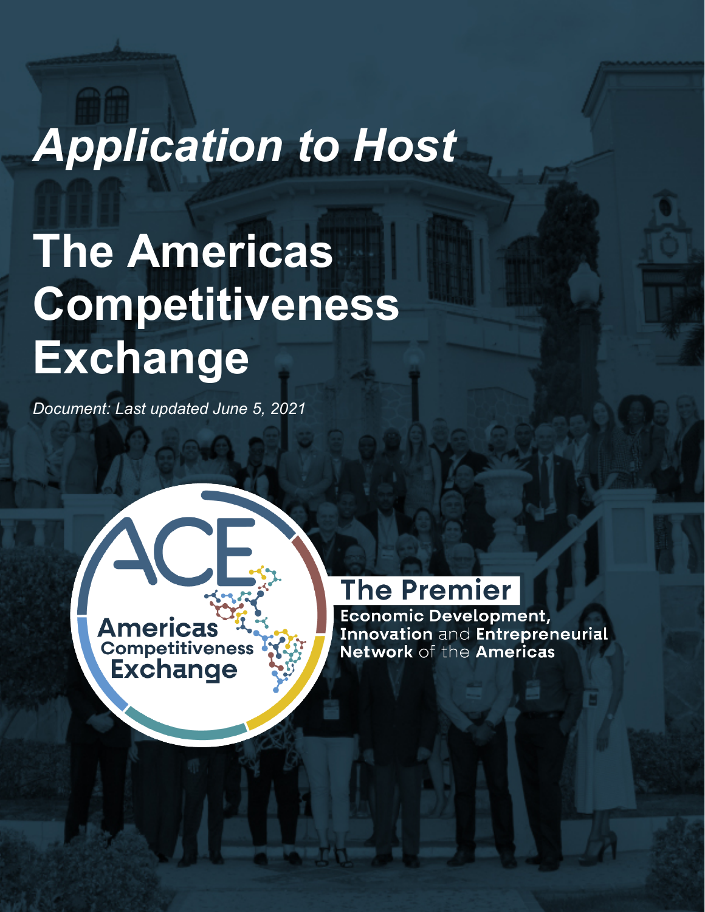# *Application to Host*

# The Americas Competitiveness Exchange

*Document: Last updated June 5, 2021*

ACE
Americas Competitiveness Exchange

**The Premier**
**Economic Development, Innovation** and **Entrepreneurial Network** of the **Americas**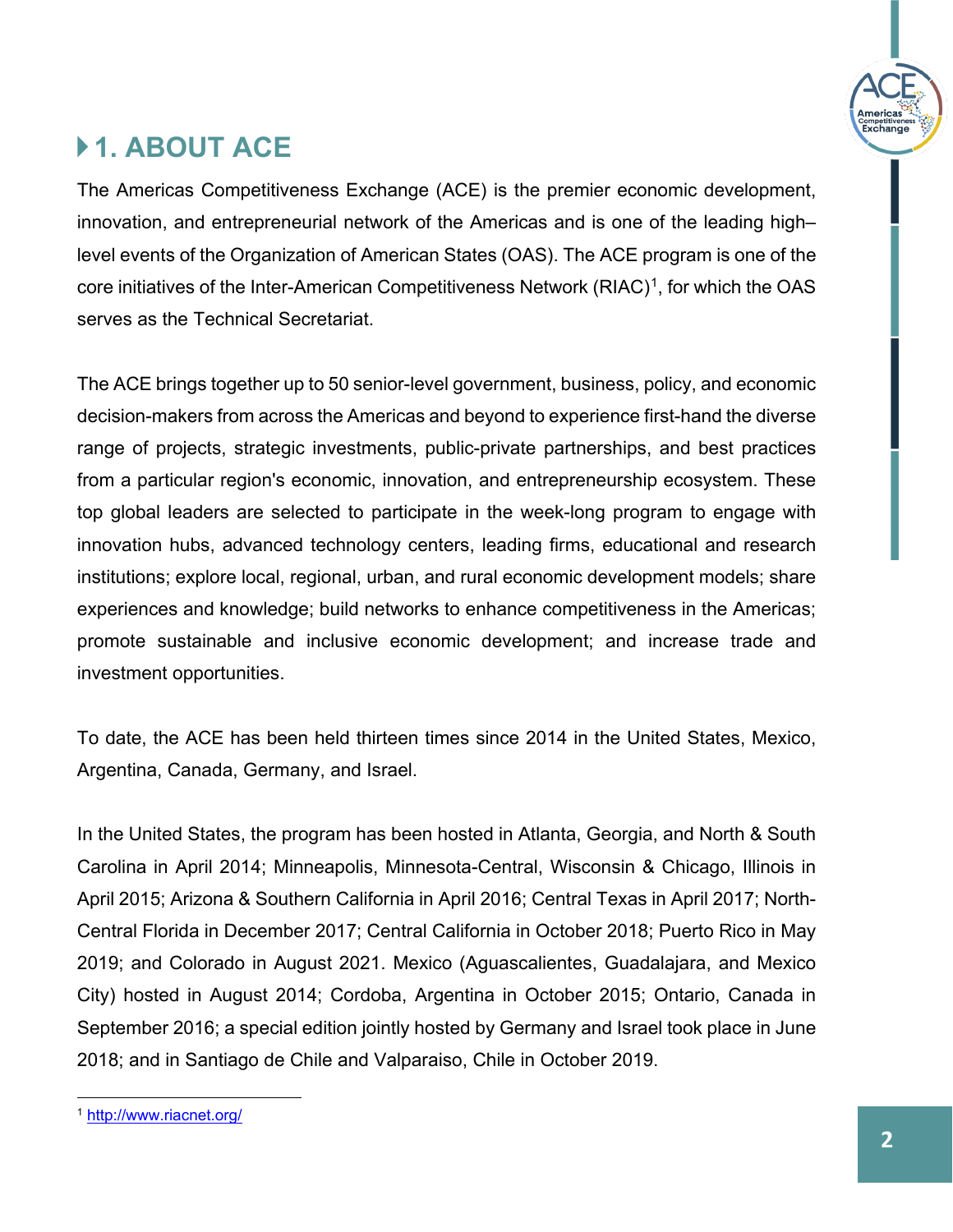## 1. ABOUT ACE

The Americas Competitiveness Exchange (ACE) is the premier economic development, innovation, and entrepreneurial network of the Americas and is one of the leading high–level events of the Organization of American States (OAS). The ACE program is one of the core initiatives of the Inter-American Competitiveness Network (RIAC)[1], for which the OAS serves as the Technical Secretariat.

The ACE brings together up to 50 senior-level government, business, policy, and economic decision-makers from across the Americas and beyond to experience first-hand the diverse range of projects, strategic investments, public-private partnerships, and best practices from a particular region's economic, innovation, and entrepreneurship ecosystem. These top global leaders are selected to participate in the week-long program to engage with innovation hubs, advanced technology centers, leading firms, educational and research institutions; explore local, regional, urban, and rural economic development models; share experiences and knowledge; build networks to enhance competitiveness in the Americas; promote sustainable and inclusive economic development; and increase trade and investment opportunities.

To date, the ACE has been held thirteen times since 2014 in the United States, Mexico, Argentina, Canada, Germany, and Israel.

In the United States, the program has been hosted in Atlanta, Georgia, and North & South Carolina in April 2014; Minneapolis, Minnesota-Central, Wisconsin & Chicago, Illinois in April 2015; Arizona & Southern California in April 2016; Central Texas in April 2017; North-Central Florida in December 2017; Central California in October 2018; Puerto Rico in May 2019; and Colorado in August 2021. Mexico (Aguascalientes, Guadalajara, and Mexico City) hosted in August 2014; Cordoba, Argentina in October 2015; Ontario, Canada in September 2016; a special edition jointly hosted by Germany and Israel took place in June 2018; and in Santiago de Chile and Valparaiso, Chile in October 2019.

[1] http://www.riacnet.org/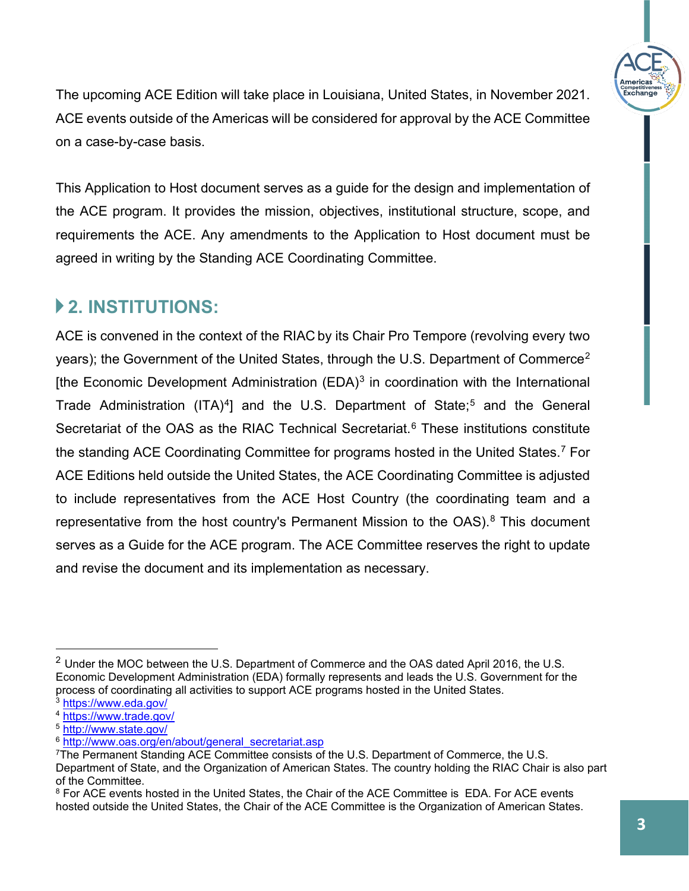The upcoming ACE Edition will take place in Louisiana, United States, in November 2021. ACE events outside of the Americas will be considered for approval by the ACE Committee on a case-by-case basis.

This Application to Host document serves as a guide for the design and implementation of the ACE program. It provides the mission, objectives, institutional structure, scope, and requirements the ACE. Any amendments to the Application to Host document must be agreed in writing by the Standing ACE Coordinating Committee.

## 2. INSTITUTIONS:

ACE is convened in the context of the RIAC by its Chair Pro Tempore (revolving every two years); the Government of the United States, through the U.S. Department of Commerce[2] [the Economic Development Administration (EDA)[3] in coordination with the International Trade Administration (ITA)[4]] and the U.S. Department of State;[5] and the General Secretariat of the OAS as the RIAC Technical Secretariat.[6] These institutions constitute the standing ACE Coordinating Committee for programs hosted in the United States.[7] For ACE Editions held outside the United States, the ACE Coordinating Committee is adjusted to include representatives from the ACE Host Country (the coordinating team and a representative from the host country's Permanent Mission to the OAS).[8] This document serves as a Guide for the ACE program. The ACE Committee reserves the right to update and revise the document and its implementation as necessary.

---

[2] Under the MOC between the U.S. Department of Commerce and the OAS dated April 2016, the U.S. Economic Development Administration (EDA) formally represents and leads the U.S. Government for the process of coordinating all activities to support ACE programs hosted in the United States.

[3] https://www.eda.gov/

[4] https://www.trade.gov/

[5] http://www.state.gov/

[6] http://www.oas.org/en/about/general_secretariat.asp

[7] The Permanent Standing ACE Committee consists of the U.S. Department of Commerce, the U.S. Department of State, and the Organization of American States. The country holding the RIAC Chair is also part of the Committee.

[8] For ACE events hosted in the United States, the Chair of the ACE Committee is EDA. For ACE events hosted outside the United States, the Chair of the ACE Committee is the Organization of American States.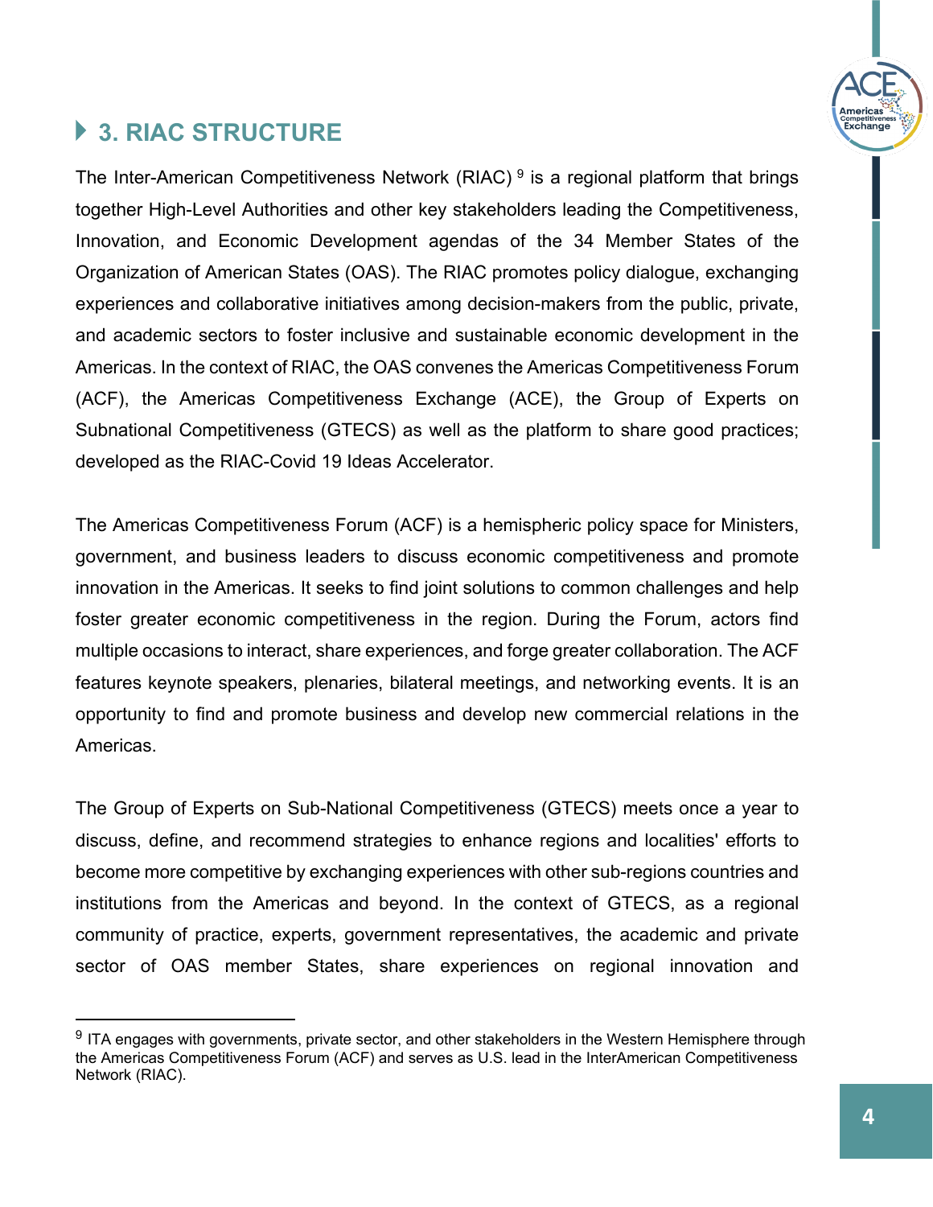## 3. RIAC STRUCTURE

The Inter-American Competitiveness Network (RIAC) [9] is a regional platform that brings together High-Level Authorities and other key stakeholders leading the Competitiveness, Innovation, and Economic Development agendas of the 34 Member States of the Organization of American States (OAS). The RIAC promotes policy dialogue, exchanging experiences and collaborative initiatives among decision-makers from the public, private, and academic sectors to foster inclusive and sustainable economic development in the Americas. In the context of RIAC, the OAS convenes the Americas Competitiveness Forum (ACF), the Americas Competitiveness Exchange (ACE), the Group of Experts on Subnational Competitiveness (GTECS) as well as the platform to share good practices; developed as the RIAC-Covid 19 Ideas Accelerator.

The Americas Competitiveness Forum (ACF) is a hemispheric policy space for Ministers, government, and business leaders to discuss economic competitiveness and promote innovation in the Americas. It seeks to find joint solutions to common challenges and help foster greater economic competitiveness in the region. During the Forum, actors find multiple occasions to interact, share experiences, and forge greater collaboration. The ACF features keynote speakers, plenaries, bilateral meetings, and networking events. It is an opportunity to find and promote business and develop new commercial relations in the Americas.

The Group of Experts on Sub-National Competitiveness (GTECS) meets once a year to discuss, define, and recommend strategies to enhance regions and localities' efforts to become more competitive by exchanging experiences with other sub-regions countries and institutions from the Americas and beyond. In the context of GTECS, as a regional community of practice, experts, government representatives, the academic and private sector of OAS member States, share experiences on regional innovation and

---

[9] ITA engages with governments, private sector, and other stakeholders in the Western Hemisphere through the Americas Competitiveness Forum (ACF) and serves as U.S. lead in the InterAmerican Competitiveness Network (RIAC).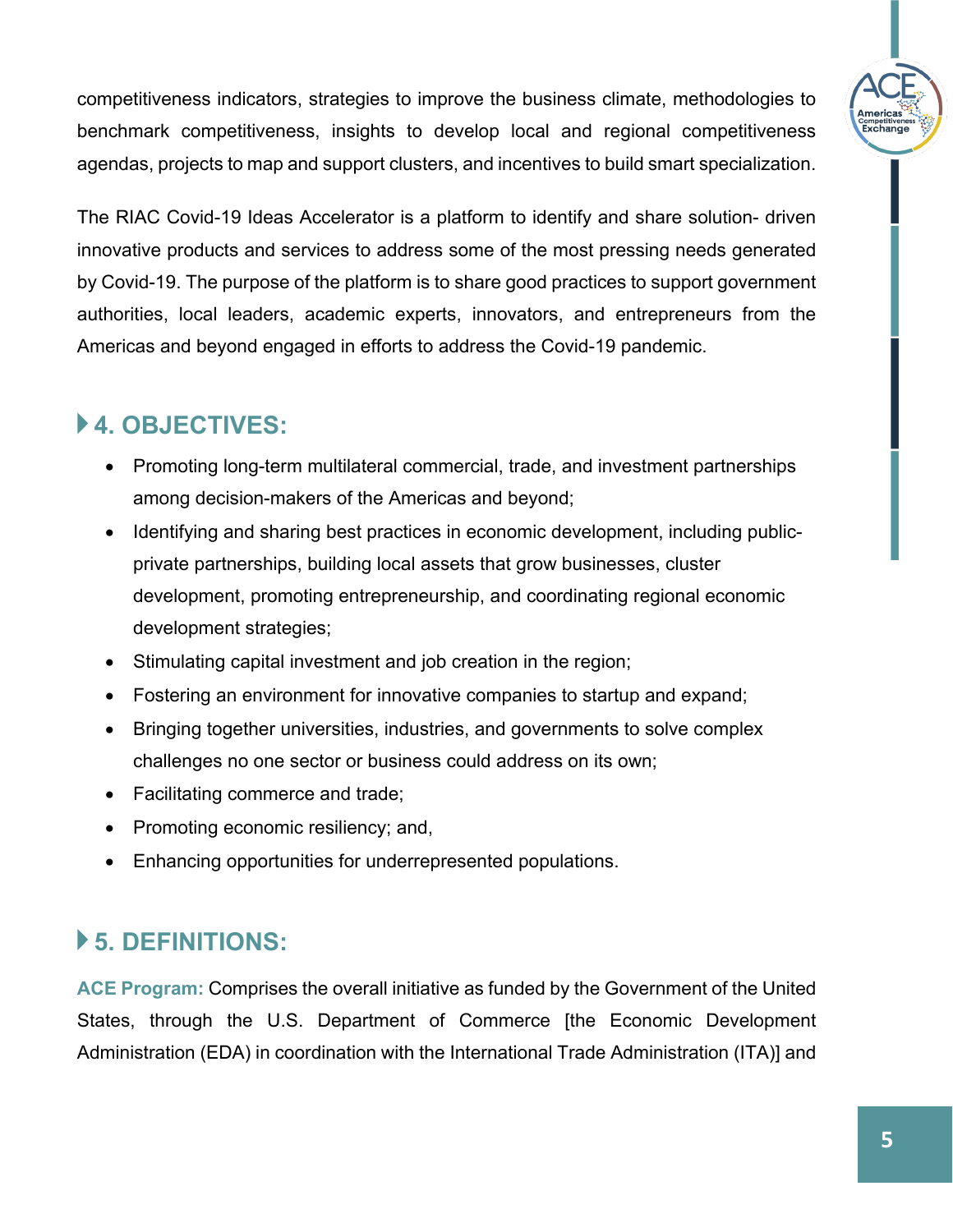competitiveness indicators, strategies to improve the business climate, methodologies to benchmark competitiveness, insights to develop local and regional competitiveness agendas, projects to map and support clusters, and incentives to build smart specialization.

The RIAC Covid-19 Ideas Accelerator is a platform to identify and share solution- driven innovative products and services to address some of the most pressing needs generated by Covid-19. The purpose of the platform is to share good practices to support government authorities, local leaders, academic experts, innovators, and entrepreneurs from the Americas and beyond engaged in efforts to address the Covid-19 pandemic.

## 4. OBJECTIVES:

- Promoting long-term multilateral commercial, trade, and investment partnerships among decision-makers of the Americas and beyond;
- Identifying and sharing best practices in economic development, including public-private partnerships, building local assets that grow businesses, cluster development, promoting entrepreneurship, and coordinating regional economic development strategies;
- Stimulating capital investment and job creation in the region;
- Fostering an environment for innovative companies to startup and expand;
- Bringing together universities, industries, and governments to solve complex challenges no one sector or business could address on its own;
- Facilitating commerce and trade;
- Promoting economic resiliency; and,
- Enhancing opportunities for underrepresented populations.

## 5. DEFINITIONS:

**ACE Program:** Comprises the overall initiative as funded by the Government of the United States, through the U.S. Department of Commerce [the Economic Development Administration (EDA) in coordination with the International Trade Administration (ITA)] and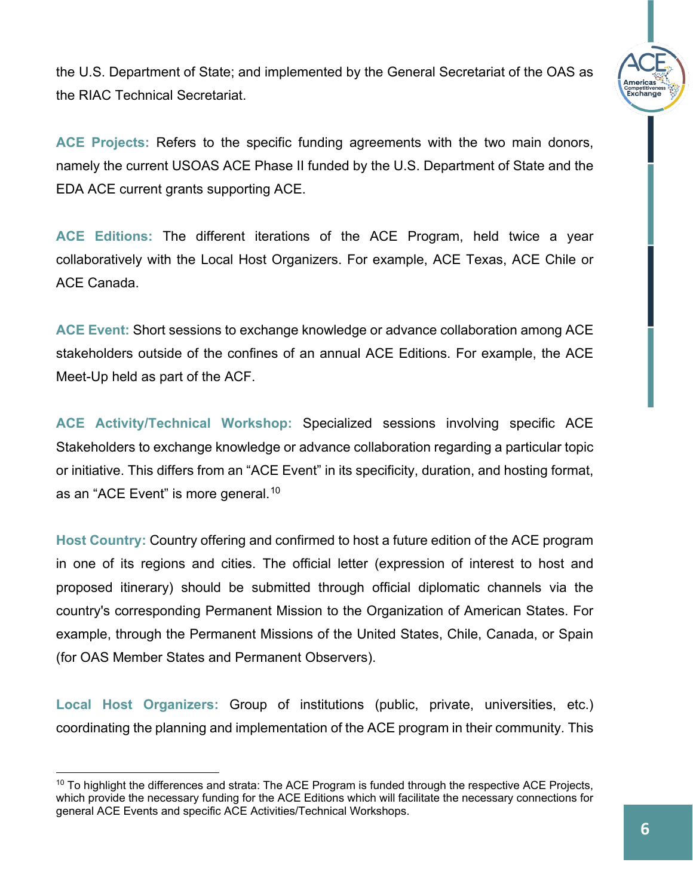the U.S. Department of State; and implemented by the General Secretariat of the OAS as the RIAC Technical Secretariat.

**ACE Projects:** Refers to the specific funding agreements with the two main donors, namely the current USOAS ACE Phase II funded by the U.S. Department of State and the EDA ACE current grants supporting ACE.

**ACE Editions:** The different iterations of the ACE Program, held twice a year collaboratively with the Local Host Organizers. For example, ACE Texas, ACE Chile or ACE Canada.

**ACE Event:** Short sessions to exchange knowledge or advance collaboration among ACE stakeholders outside of the confines of an annual ACE Editions. For example, the ACE Meet-Up held as part of the ACF.

**ACE Activity/Technical Workshop:** Specialized sessions involving specific ACE Stakeholders to exchange knowledge or advance collaboration regarding a particular topic or initiative. This differs from an "ACE Event" in its specificity, duration, and hosting format, as an "ACE Event" is more general.[10]

**Host Country:** Country offering and confirmed to host a future edition of the ACE program in one of its regions and cities. The official letter (expression of interest to host and proposed itinerary) should be submitted through official diplomatic channels via the country's corresponding Permanent Mission to the Organization of American States. For example, through the Permanent Missions of the United States, Chile, Canada, or Spain (for OAS Member States and Permanent Observers).

**Local Host Organizers:** Group of institutions (public, private, universities, etc.) coordinating the planning and implementation of the ACE program in their community. This

---

[10] To highlight the differences and strata: The ACE Program is funded through the respective ACE Projects, which provide the necessary funding for the ACE Editions which will facilitate the necessary connections for general ACE Events and specific ACE Activities/Technical Workshops.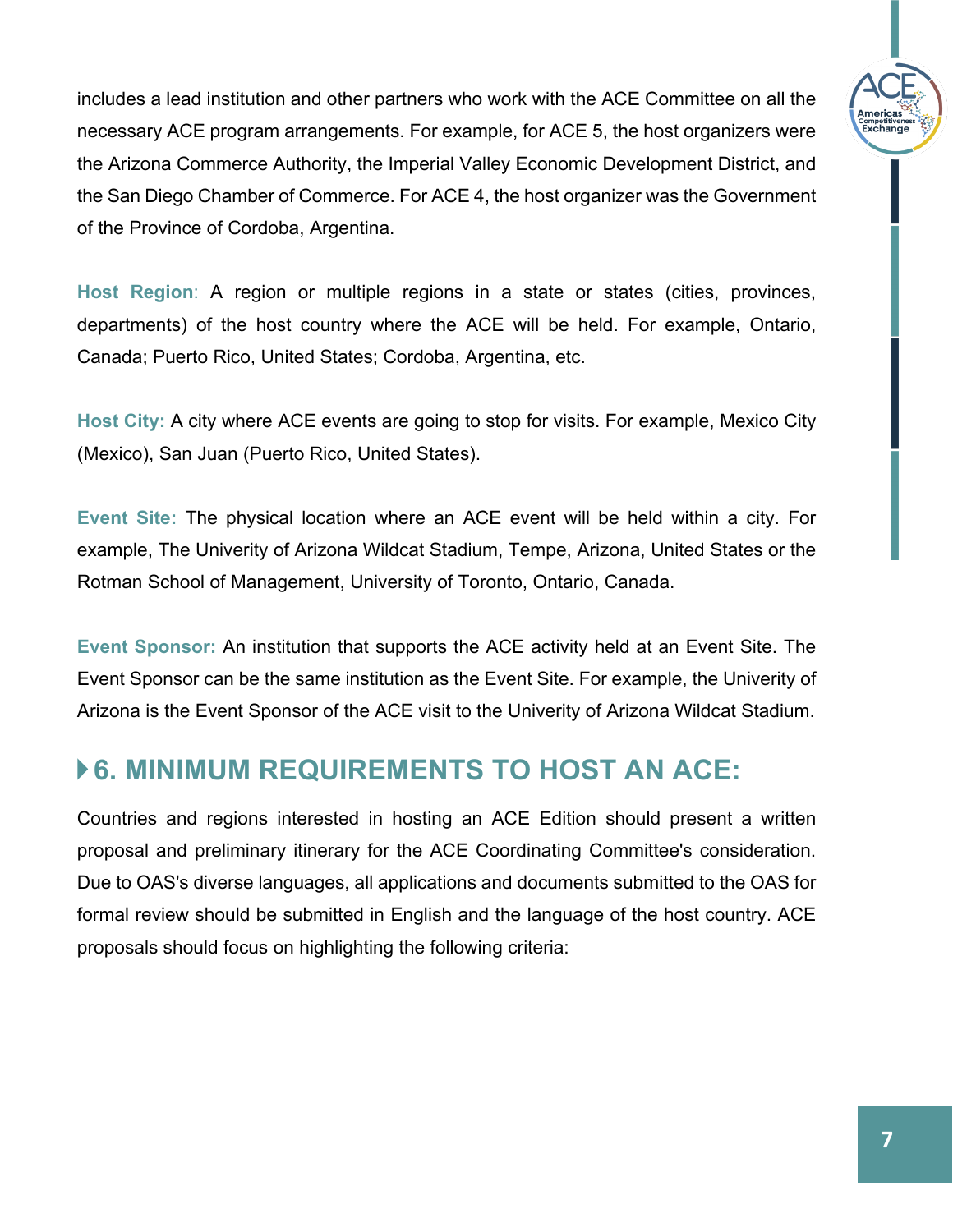includes a lead institution and other partners who work with the ACE Committee on all the necessary ACE program arrangements. For example, for ACE 5, the host organizers were the Arizona Commerce Authority, the Imperial Valley Economic Development District, and the San Diego Chamber of Commerce. For ACE 4, the host organizer was the Government of the Province of Cordoba, Argentina.

**Host Region**: A region or multiple regions in a state or states (cities, provinces, departments) of the host country where the ACE will be held. For example, Ontario, Canada; Puerto Rico, United States; Cordoba, Argentina, etc.

**Host City:** A city where ACE events are going to stop for visits. For example, Mexico City (Mexico), San Juan (Puerto Rico, United States).

**Event Site:** The physical location where an ACE event will be held within a city. For example, The Univerity of Arizona Wildcat Stadium, Tempe, Arizona, United States or the Rotman School of Management, University of Toronto, Ontario, Canada.

**Event Sponsor:** An institution that supports the ACE activity held at an Event Site. The Event Sponsor can be the same institution as the Event Site. For example, the Univerity of Arizona is the Event Sponsor of the ACE visit to the Univerity of Arizona Wildcat Stadium.

## 6. MINIMUM REQUIREMENTS TO HOST AN ACE:

Countries and regions interested in hosting an ACE Edition should present a written proposal and preliminary itinerary for the ACE Coordinating Committee's consideration. Due to OAS's diverse languages, all applications and documents submitted to the OAS for formal review should be submitted in English and the language of the host country. ACE proposals should focus on highlighting the following criteria: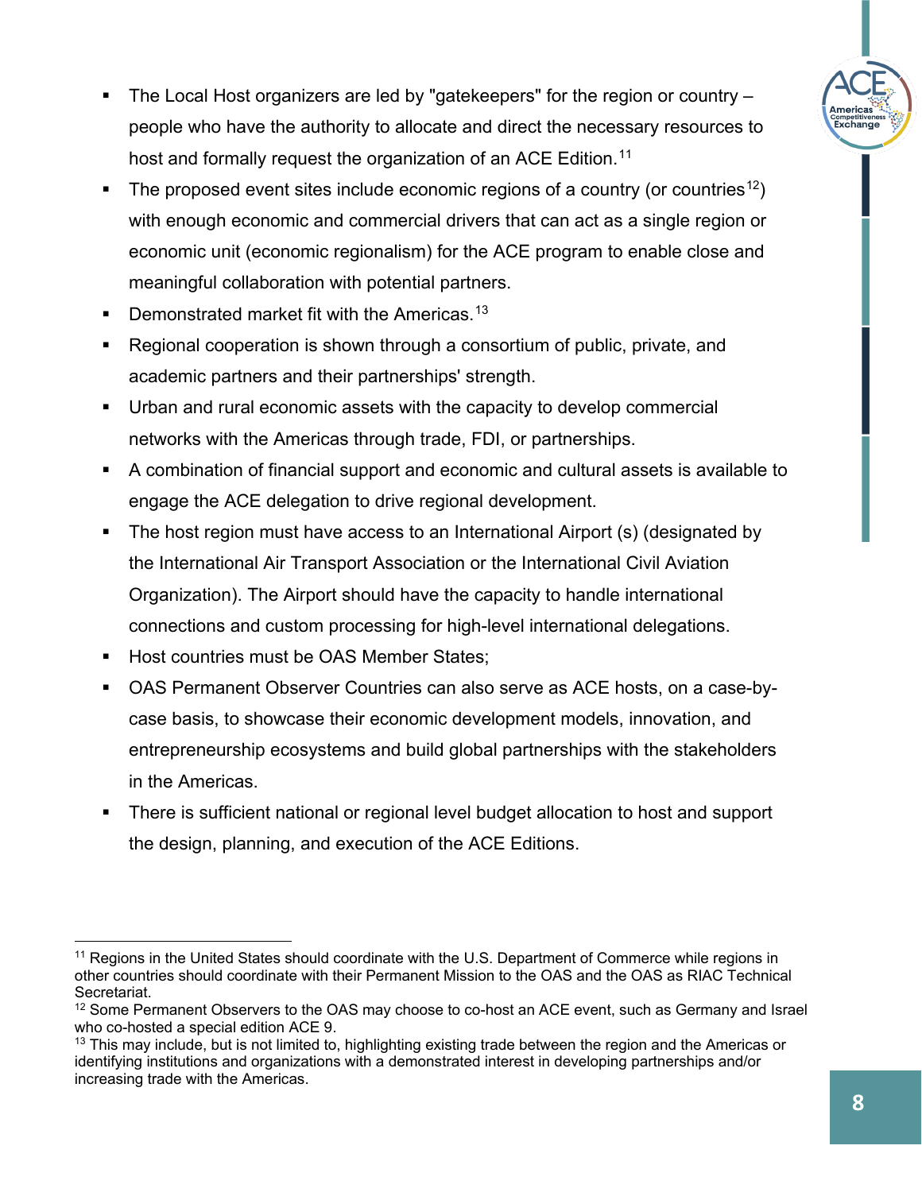- The Local Host organizers are led by "gatekeepers" for the region or country – people who have the authority to allocate and direct the necessary resources to host and formally request the organization of an ACE Edition.[11]
- The proposed event sites include economic regions of a country (or countries[12]) with enough economic and commercial drivers that can act as a single region or economic unit (economic regionalism) for the ACE program to enable close and meaningful collaboration with potential partners.
- Demonstrated market fit with the Americas.[13]
- Regional cooperation is shown through a consortium of public, private, and academic partners and their partnerships' strength.
- Urban and rural economic assets with the capacity to develop commercial networks with the Americas through trade, FDI, or partnerships.
- A combination of financial support and economic and cultural assets is available to engage the ACE delegation to drive regional development.
- The host region must have access to an International Airport (s) (designated by the International Air Transport Association or the International Civil Aviation Organization). The Airport should have the capacity to handle international connections and custom processing for high-level international delegations.
- Host countries must be OAS Member States;
- OAS Permanent Observer Countries can also serve as ACE hosts, on a case-by-case basis, to showcase their economic development models, innovation, and entrepreneurship ecosystems and build global partnerships with the stakeholders in the Americas.
- There is sufficient national or regional level budget allocation to host and support the design, planning, and execution of the ACE Editions.

---

[11] Regions in the United States should coordinate with the U.S. Department of Commerce while regions in other countries should coordinate with their Permanent Mission to the OAS and the OAS as RIAC Technical Secretariat.

[12] Some Permanent Observers to the OAS may choose to co-host an ACE event, such as Germany and Israel who co-hosted a special edition ACE 9.

[13] This may include, but is not limited to, highlighting existing trade between the region and the Americas or identifying institutions and organizations with a demonstrated interest in developing partnerships and/or increasing trade with the Americas.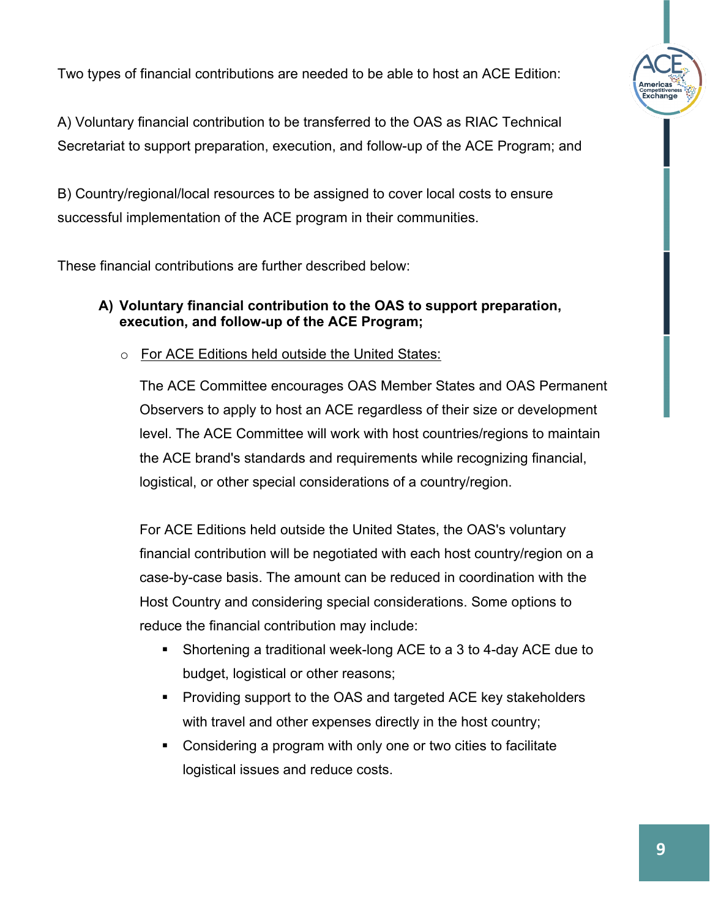Two types of financial contributions are needed to be able to host an ACE Edition:

A) Voluntary financial contribution to be transferred to the OAS as RIAC Technical Secretariat to support preparation, execution, and follow-up of the ACE Program; and

B) Country/regional/local resources to be assigned to cover local costs to ensure successful implementation of the ACE program in their communities.

These financial contributions are further described below:

**A) Voluntary financial contribution to the OAS to support preparation, execution, and follow-up of the ACE Program;**

- <u>For ACE Editions held outside the United States:</u>

  The ACE Committee encourages OAS Member States and OAS Permanent Observers to apply to host an ACE regardless of their size or development level. The ACE Committee will work with host countries/regions to maintain the ACE brand's standards and requirements while recognizing financial, logistical, or other special considerations of a country/region.

  For ACE Editions held outside the United States, the OAS's voluntary financial contribution will be negotiated with each host country/region on a case-by-case basis. The amount can be reduced in coordination with the Host Country and considering special considerations. Some options to reduce the financial contribution may include:

  - Shortening a traditional week-long ACE to a 3 to 4-day ACE due to budget, logistical or other reasons;
  - Providing support to the OAS and targeted ACE key stakeholders with travel and other expenses directly in the host country;
  - Considering a program with only one or two cities to facilitate logistical issues and reduce costs.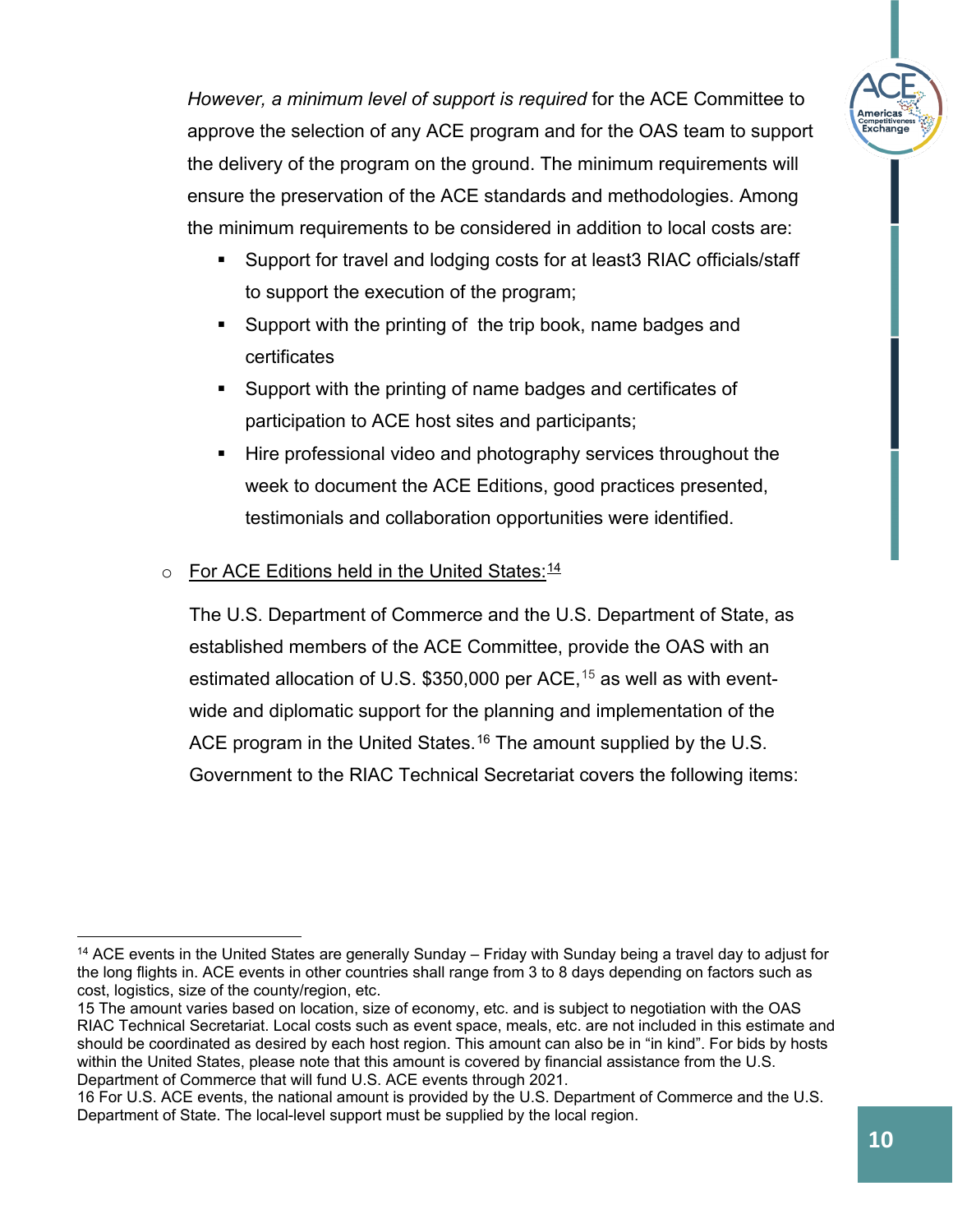*However, a minimum level of support is required* for the ACE Committee to approve the selection of any ACE program and for the OAS team to support the delivery of the program on the ground. The minimum requirements will ensure the preservation of the ACE standards and methodologies. Among the minimum requirements to be considered in addition to local costs are:

- Support for travel and lodging costs for at least3 RIAC officials/staff to support the execution of the program;
- Support with the printing of  the trip book, name badges and certificates
- Support with the printing of name badges and certificates of participation to ACE host sites and participants;
- Hire professional video and photography services throughout the week to document the ACE Editions, good practices presented, testimonials and collaboration opportunities were identified.

- For ACE Editions held in the United States:[14]

  The U.S. Department of Commerce and the U.S. Department of State, as established members of the ACE Committee, provide the OAS with an estimated allocation of U.S. $350,000 per ACE,[15] as well as with event-wide and diplomatic support for the planning and implementation of the ACE program in the United States.[16] The amount supplied by the U.S. Government to the RIAC Technical Secretariat covers the following items:

---

[14] ACE events in the United States are generally Sunday – Friday with Sunday being a travel day to adjust for the long flights in. ACE events in other countries shall range from 3 to 8 days depending on factors such as cost, logistics, size of the county/region, etc.

15 The amount varies based on location, size of economy, etc. and is subject to negotiation with the OAS RIAC Technical Secretariat. Local costs such as event space, meals, etc. are not included in this estimate and should be coordinated as desired by each host region. This amount can also be in "in kind". For bids by hosts within the United States, please note that this amount is covered by financial assistance from the U.S. Department of Commerce that will fund U.S. ACE events through 2021.

16 For U.S. ACE events, the national amount is provided by the U.S. Department of Commerce and the U.S. Department of State. The local-level support must be supplied by the local region.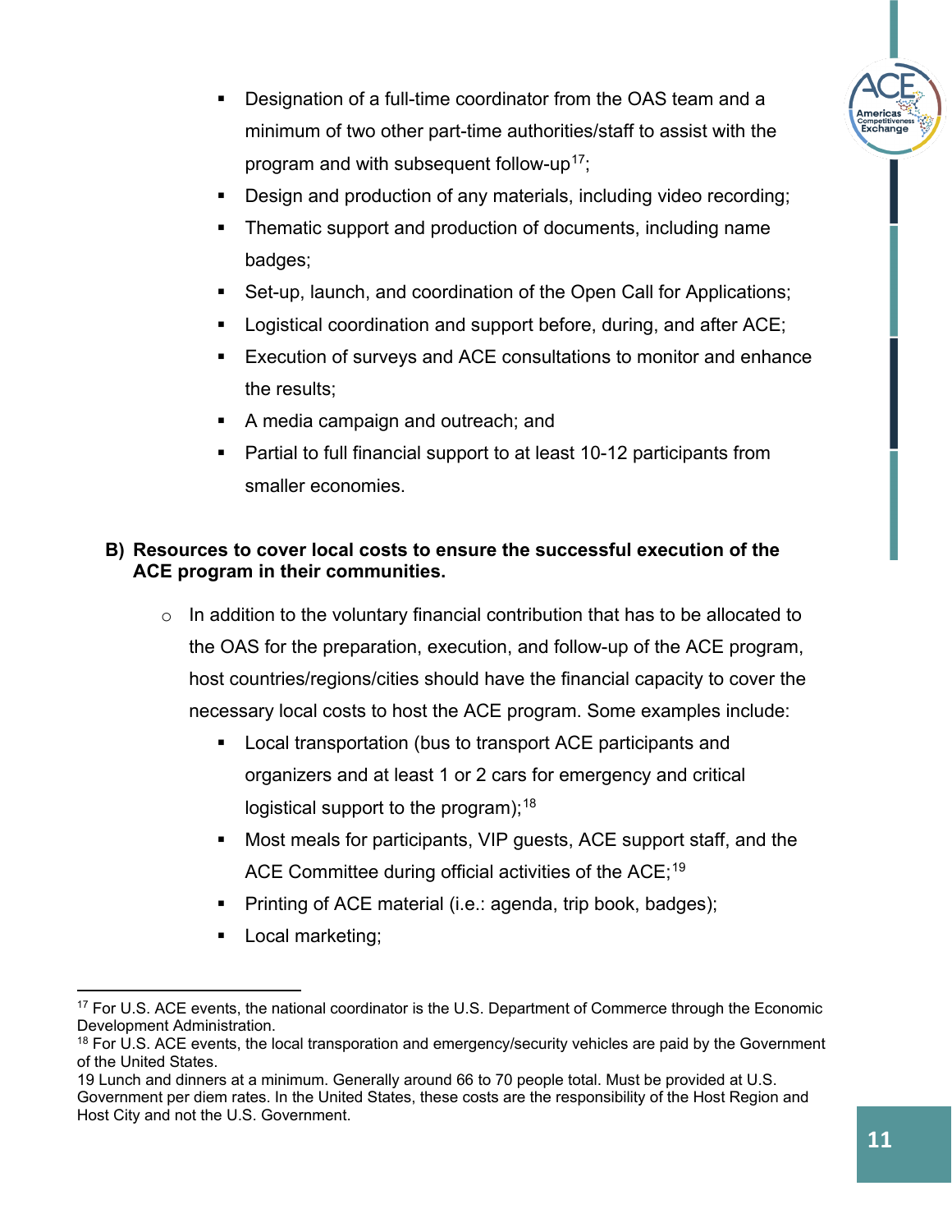- Designation of a full-time coordinator from the OAS team and a minimum of two other part-time authorities/staff to assist with the program and with subsequent follow-up[17];
- Design and production of any materials, including video recording;
- Thematic support and production of documents, including name badges;
- Set-up, launch, and coordination of the Open Call for Applications;
- Logistical coordination and support before, during, and after ACE;
- Execution of surveys and ACE consultations to monitor and enhance the results;
- A media campaign and outreach; and
- Partial to full financial support to at least 10-12 participants from smaller economies.

**B) Resources to cover local costs to ensure the successful execution of the ACE program in their communities.**

- In addition to the voluntary financial contribution that has to be allocated to the OAS for the preparation, execution, and follow-up of the ACE program, host countries/regions/cities should have the financial capacity to cover the necessary local costs to host the ACE program. Some examples include:
  - Local transportation (bus to transport ACE participants and organizers and at least 1 or 2 cars for emergency and critical logistical support to the program);[18]
  - Most meals for participants, VIP guests, ACE support staff, and the ACE Committee during official activities of the ACE;[19]
  - Printing of ACE material (i.e.: agenda, trip book, badges);
  - Local marketing;

---

[17] For U.S. ACE events, the national coordinator is the U.S. Department of Commerce through the Economic Development Administration.

[18] For U.S. ACE events, the local transporation and emergency/security vehicles are paid by the Government of the United States.

19 Lunch and dinners at a minimum. Generally around 66 to 70 people total. Must be provided at U.S. Government per diem rates. In the United States, these costs are the responsibility of the Host Region and Host City and not the U.S. Government.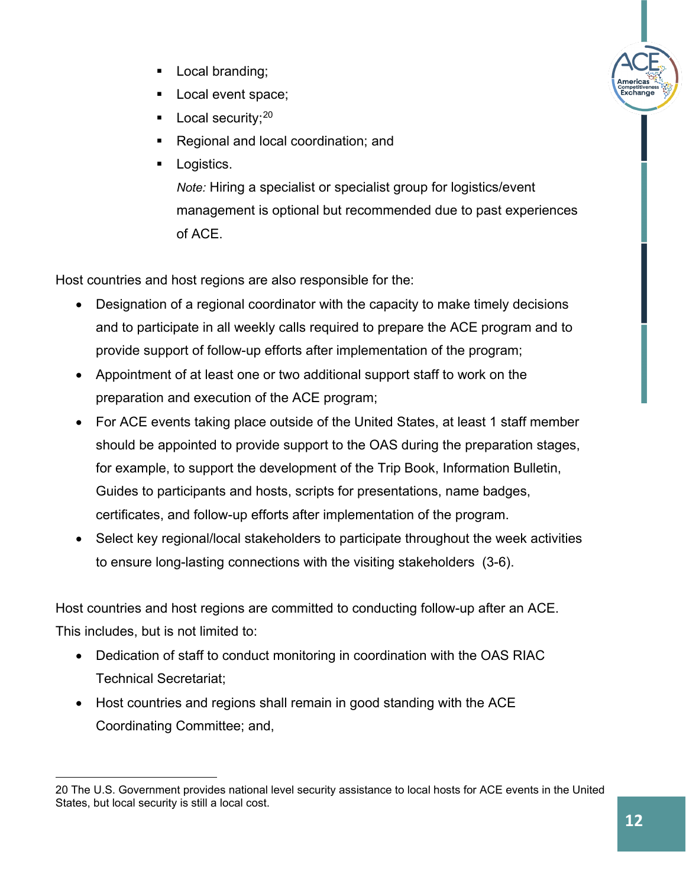- Local branding;
- Local event space;
- Local security;[20]
- Regional and local coordination; and
- Logistics.

  *Note:* Hiring a specialist or specialist group for logistics/event management is optional but recommended due to past experiences of ACE.

Host countries and host regions are also responsible for the:

- Designation of a regional coordinator with the capacity to make timely decisions and to participate in all weekly calls required to prepare the ACE program and to provide support of follow-up efforts after implementation of the program;
- Appointment of at least one or two additional support staff to work on the preparation and execution of the ACE program;
- For ACE events taking place outside of the United States, at least 1 staff member should be appointed to provide support to the OAS during the preparation stages, for example, to support the development of the Trip Book, Information Bulletin, Guides to participants and hosts, scripts for presentations, name badges, certificates, and follow-up efforts after implementation of the program.
- Select key regional/local stakeholders to participate throughout the week activities to ensure long-lasting connections with the visiting stakeholders (3-6).

Host countries and host regions are committed to conducting follow-up after an ACE. This includes, but is not limited to:

- Dedication of staff to conduct monitoring in coordination with the OAS RIAC Technical Secretariat;
- Host countries and regions shall remain in good standing with the ACE Coordinating Committee; and,

---

20 The U.S. Government provides national level security assistance to local hosts for ACE events in the United States, but local security is still a local cost.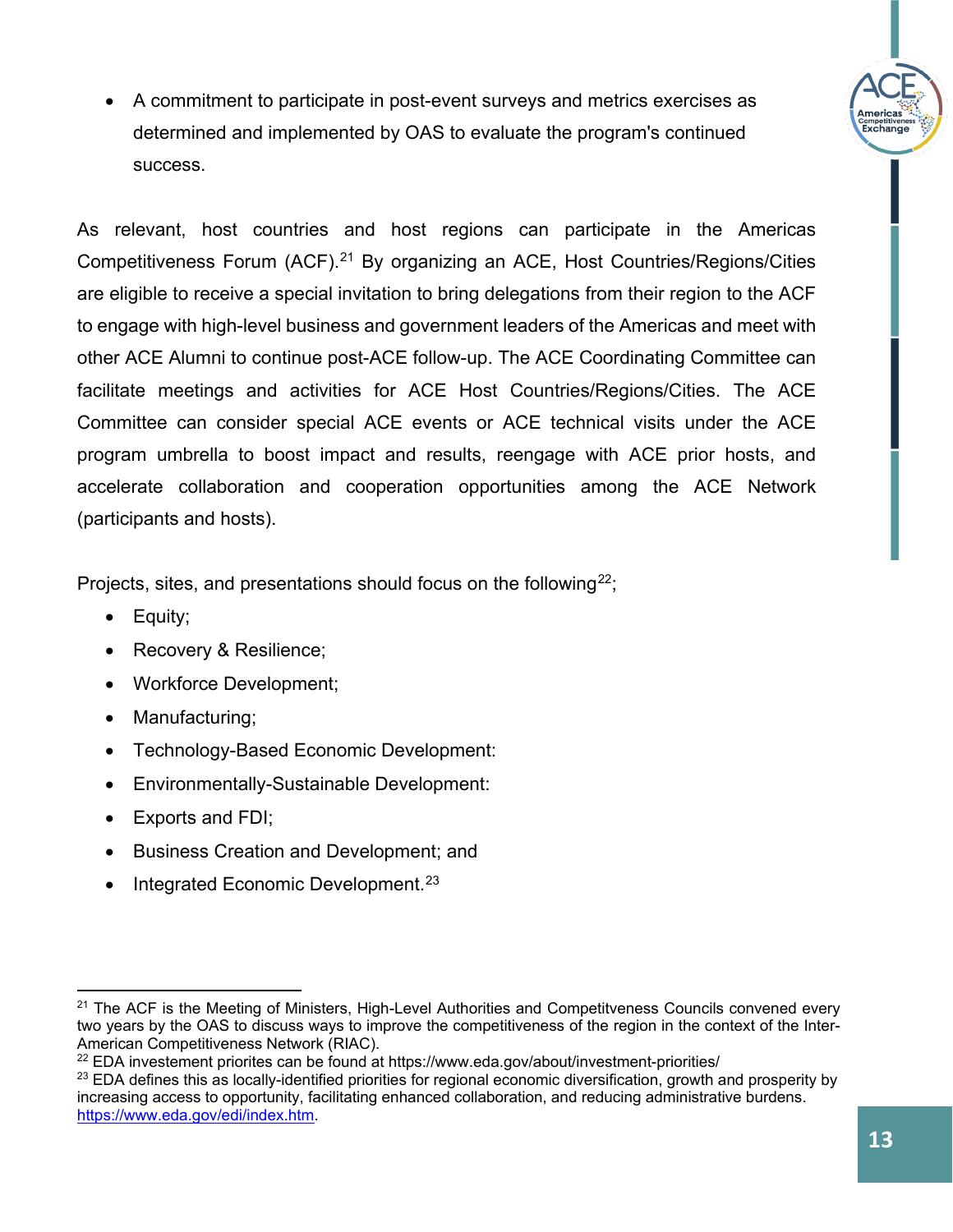- A commitment to participate in post-event surveys and metrics exercises as determined and implemented by OAS to evaluate the program's continued success.

As relevant, host countries and host regions can participate in the Americas Competitiveness Forum (ACF).[21] By organizing an ACE, Host Countries/Regions/Cities are eligible to receive a special invitation to bring delegations from their region to the ACF to engage with high-level business and government leaders of the Americas and meet with other ACE Alumni to continue post-ACE follow-up. The ACE Coordinating Committee can facilitate meetings and activities for ACE Host Countries/Regions/Cities. The ACE Committee can consider special ACE events or ACE technical visits under the ACE program umbrella to boost impact and results, reengage with ACE prior hosts, and accelerate collaboration and cooperation opportunities among the ACE Network (participants and hosts).

Projects, sites, and presentations should focus on the following[22];

- Equity;
- Recovery & Resilience;
- Workforce Development;
- Manufacturing;
- Technology-Based Economic Development:
- Environmentally-Sustainable Development:
- Exports and FDI;
- Business Creation and Development; and
- Integrated Economic Development.[23]

---

[21] The ACF is the Meeting of Ministers, High-Level Authorities and Competitveness Councils convened every two years by the OAS to discuss ways to improve the competitiveness of the region in the context of the Inter-American Competitiveness Network (RIAC).

[22] EDA investement priorites can be found at https://www.eda.gov/about/investment-priorities/

[23] EDA defines this as locally-identified priorities for regional economic diversification, growth and prosperity by increasing access to opportunity, facilitating enhanced collaboration, and reducing administrative burdens. https://www.eda.gov/edi/index.htm.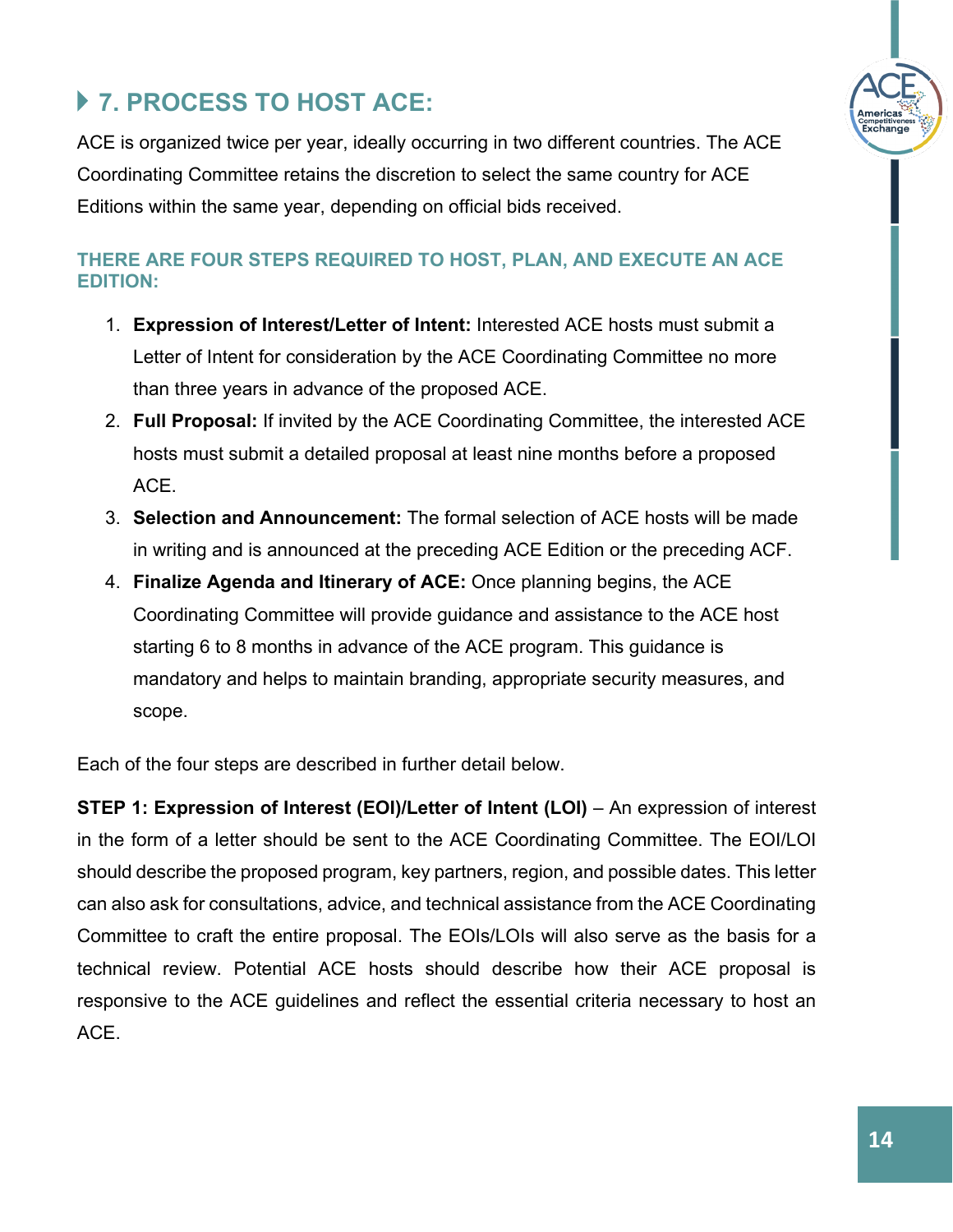## 7. PROCESS TO HOST ACE:

ACE is organized twice per year, ideally occurring in two different countries. The ACE Coordinating Committee retains the discretion to select the same country for ACE Editions within the same year, depending on official bids received.

### THERE ARE FOUR STEPS REQUIRED TO HOST, PLAN, AND EXECUTE AN ACE EDITION:

1. **Expression of Interest/Letter of Intent:** Interested ACE hosts must submit a Letter of Intent for consideration by the ACE Coordinating Committee no more than three years in advance of the proposed ACE.
2. **Full Proposal:** If invited by the ACE Coordinating Committee, the interested ACE hosts must submit a detailed proposal at least nine months before a proposed ACE.
3. **Selection and Announcement:** The formal selection of ACE hosts will be made in writing and is announced at the preceding ACE Edition or the preceding ACF.
4. **Finalize Agenda and Itinerary of ACE:** Once planning begins, the ACE Coordinating Committee will provide guidance and assistance to the ACE host starting 6 to 8 months in advance of the ACE program. This guidance is mandatory and helps to maintain branding, appropriate security measures, and scope.

Each of the four steps are described in further detail below.

**STEP 1: Expression of Interest (EOI)/Letter of Intent (LOI)** – An expression of interest in the form of a letter should be sent to the ACE Coordinating Committee. The EOI/LOI should describe the proposed program, key partners, region, and possible dates. This letter can also ask for consultations, advice, and technical assistance from the ACE Coordinating Committee to craft the entire proposal. The EOIs/LOIs will also serve as the basis for a technical review. Potential ACE hosts should describe how their ACE proposal is responsive to the ACE guidelines and reflect the essential criteria necessary to host an ACE.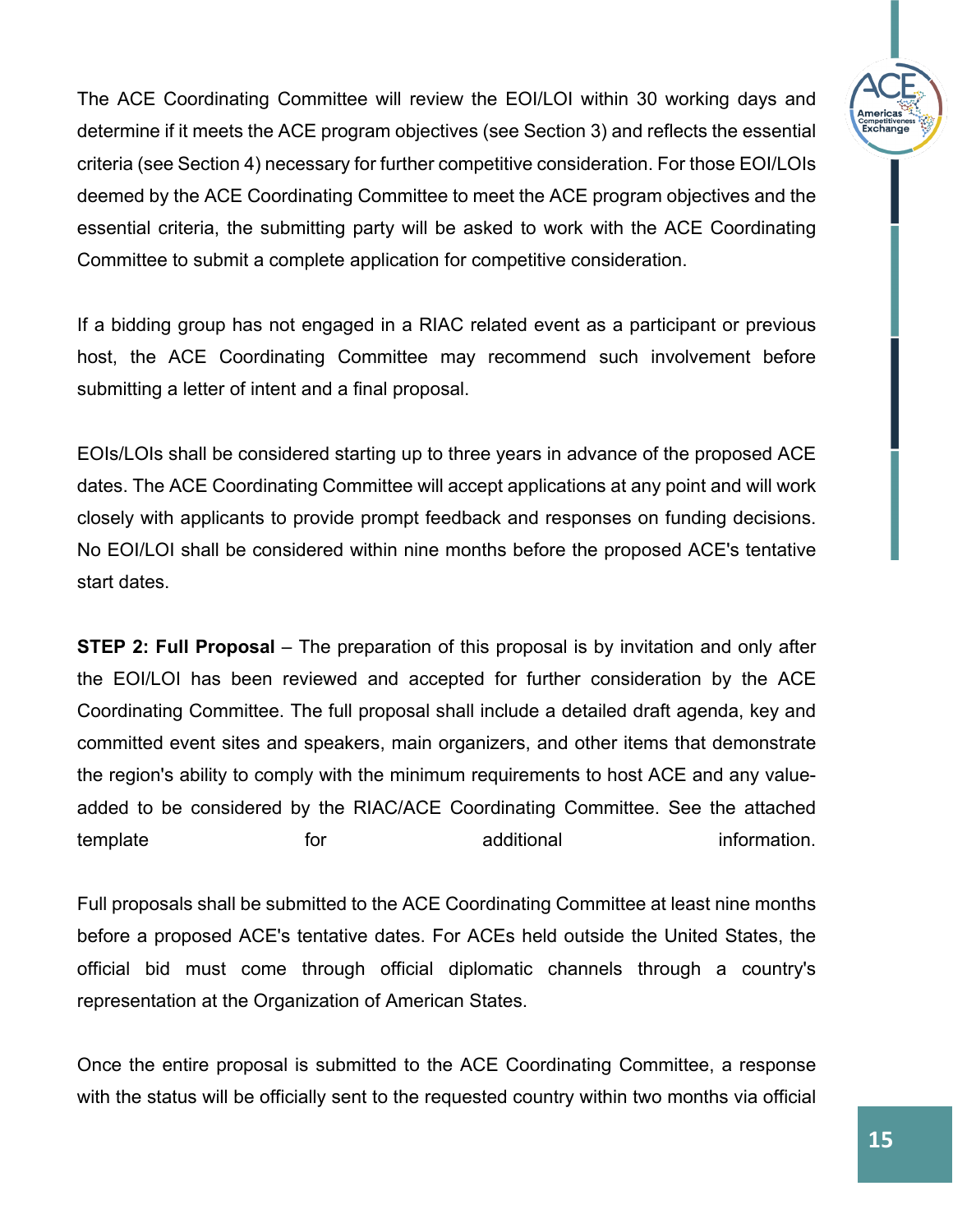The ACE Coordinating Committee will review the EOI/LOI within 30 working days and determine if it meets the ACE program objectives (see Section 3) and reflects the essential criteria (see Section 4) necessary for further competitive consideration. For those EOI/LOIs deemed by the ACE Coordinating Committee to meet the ACE program objectives and the essential criteria, the submitting party will be asked to work with the ACE Coordinating Committee to submit a complete application for competitive consideration.

If a bidding group has not engaged in a RIAC related event as a participant or previous host, the ACE Coordinating Committee may recommend such involvement before submitting a letter of intent and a final proposal.

EOIs/LOIs shall be considered starting up to three years in advance of the proposed ACE dates. The ACE Coordinating Committee will accept applications at any point and will work closely with applicants to provide prompt feedback and responses on funding decisions. No EOI/LOI shall be considered within nine months before the proposed ACE's tentative start dates.

**STEP 2: Full Proposal** – The preparation of this proposal is by invitation and only after the EOI/LOI has been reviewed and accepted for further consideration by the ACE Coordinating Committee. The full proposal shall include a detailed draft agenda, key and committed event sites and speakers, main organizers, and other items that demonstrate the region's ability to comply with the minimum requirements to host ACE and any value-added to be considered by the RIAC/ACE Coordinating Committee. See the attached template for additional information.

Full proposals shall be submitted to the ACE Coordinating Committee at least nine months before a proposed ACE's tentative dates. For ACEs held outside the United States, the official bid must come through official diplomatic channels through a country's representation at the Organization of American States.

Once the entire proposal is submitted to the ACE Coordinating Committee, a response with the status will be officially sent to the requested country within two months via official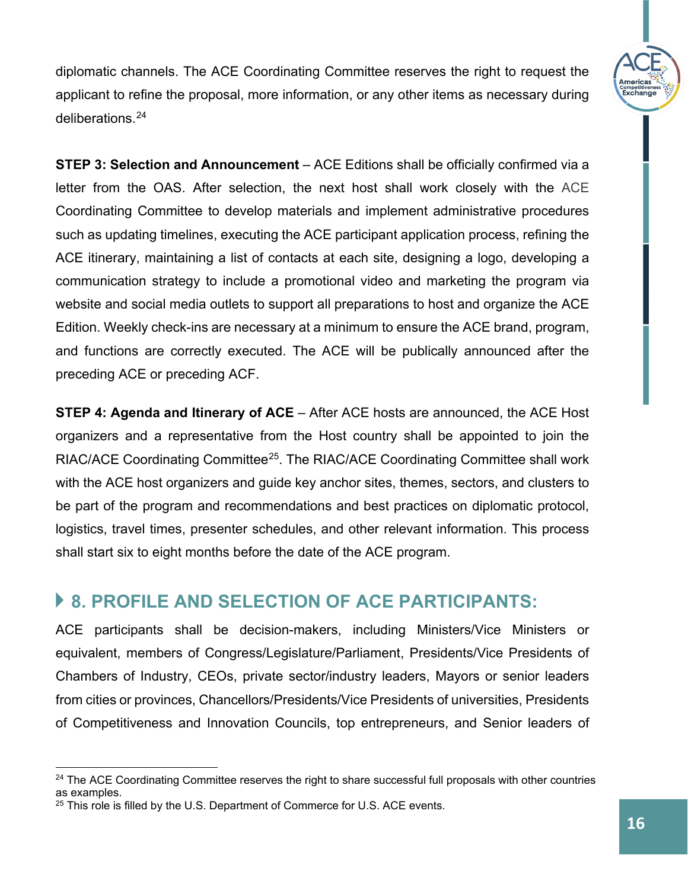diplomatic channels. The ACE Coordinating Committee reserves the right to request the applicant to refine the proposal, more information, or any other items as necessary during deliberations.[24]

**STEP 3: Selection and Announcement** – ACE Editions shall be officially confirmed via a letter from the OAS. After selection, the next host shall work closely with the ACE Coordinating Committee to develop materials and implement administrative procedures such as updating timelines, executing the ACE participant application process, refining the ACE itinerary, maintaining a list of contacts at each site, designing a logo, developing a communication strategy to include a promotional video and marketing the program via website and social media outlets to support all preparations to host and organize the ACE Edition. Weekly check-ins are necessary at a minimum to ensure the ACE brand, program, and functions are correctly executed. The ACE will be publically announced after the preceding ACE or preceding ACF.

**STEP 4: Agenda and Itinerary of ACE** – After ACE hosts are announced, the ACE Host organizers and a representative from the Host country shall be appointed to join the RIAC/ACE Coordinating Committee[25]. The RIAC/ACE Coordinating Committee shall work with the ACE host organizers and guide key anchor sites, themes, sectors, and clusters to be part of the program and recommendations and best practices on diplomatic protocol, logistics, travel times, presenter schedules, and other relevant information. This process shall start six to eight months before the date of the ACE program.

## 8. PROFILE AND SELECTION OF ACE PARTICIPANTS:

ACE participants shall be decision-makers, including Ministers/Vice Ministers or equivalent, members of Congress/Legislature/Parliament, Presidents/Vice Presidents of Chambers of Industry, CEOs, private sector/industry leaders, Mayors or senior leaders from cities or provinces, Chancellors/Presidents/Vice Presidents of universities, Presidents of Competitiveness and Innovation Councils, top entrepreneurs, and Senior leaders of

---

[24] The ACE Coordinating Committee reserves the right to share successful full proposals with other countries as examples.

[25] This role is filled by the U.S. Department of Commerce for U.S. ACE events.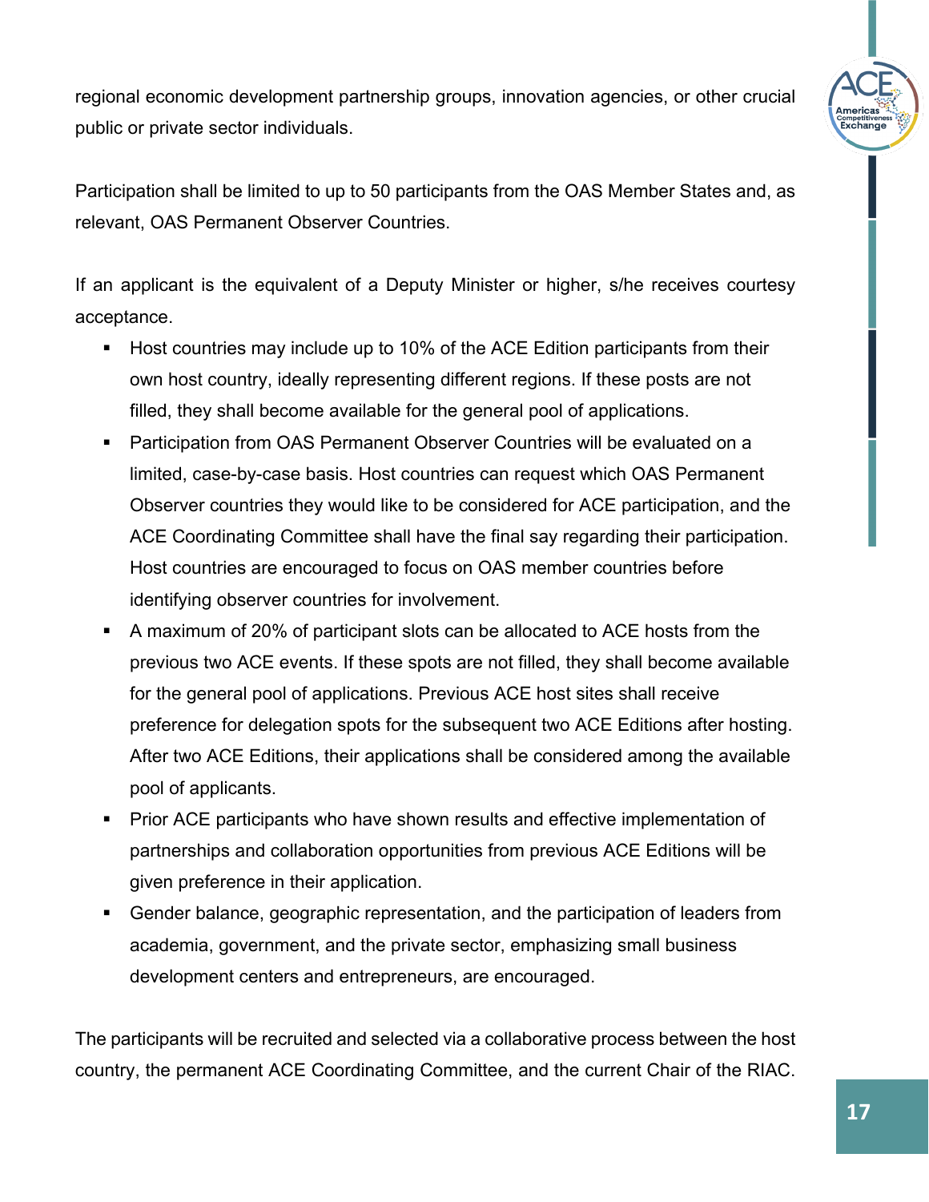regional economic development partnership groups, innovation agencies, or other crucial public or private sector individuals.

Participation shall be limited to up to 50 participants from the OAS Member States and, as relevant, OAS Permanent Observer Countries.

If an applicant is the equivalent of a Deputy Minister or higher, s/he receives courtesy acceptance.

- Host countries may include up to 10% of the ACE Edition participants from their own host country, ideally representing different regions. If these posts are not filled, they shall become available for the general pool of applications.
- Participation from OAS Permanent Observer Countries will be evaluated on a limited, case-by-case basis. Host countries can request which OAS Permanent Observer countries they would like to be considered for ACE participation, and the ACE Coordinating Committee shall have the final say regarding their participation. Host countries are encouraged to focus on OAS member countries before identifying observer countries for involvement.
- A maximum of 20% of participant slots can be allocated to ACE hosts from the previous two ACE events. If these spots are not filled, they shall become available for the general pool of applications. Previous ACE host sites shall receive preference for delegation spots for the subsequent two ACE Editions after hosting. After two ACE Editions, their applications shall be considered among the available pool of applicants.
- Prior ACE participants who have shown results and effective implementation of partnerships and collaboration opportunities from previous ACE Editions will be given preference in their application.
- Gender balance, geographic representation, and the participation of leaders from academia, government, and the private sector, emphasizing small business development centers and entrepreneurs, are encouraged.

The participants will be recruited and selected via a collaborative process between the host country, the permanent ACE Coordinating Committee, and the current Chair of the RIAC.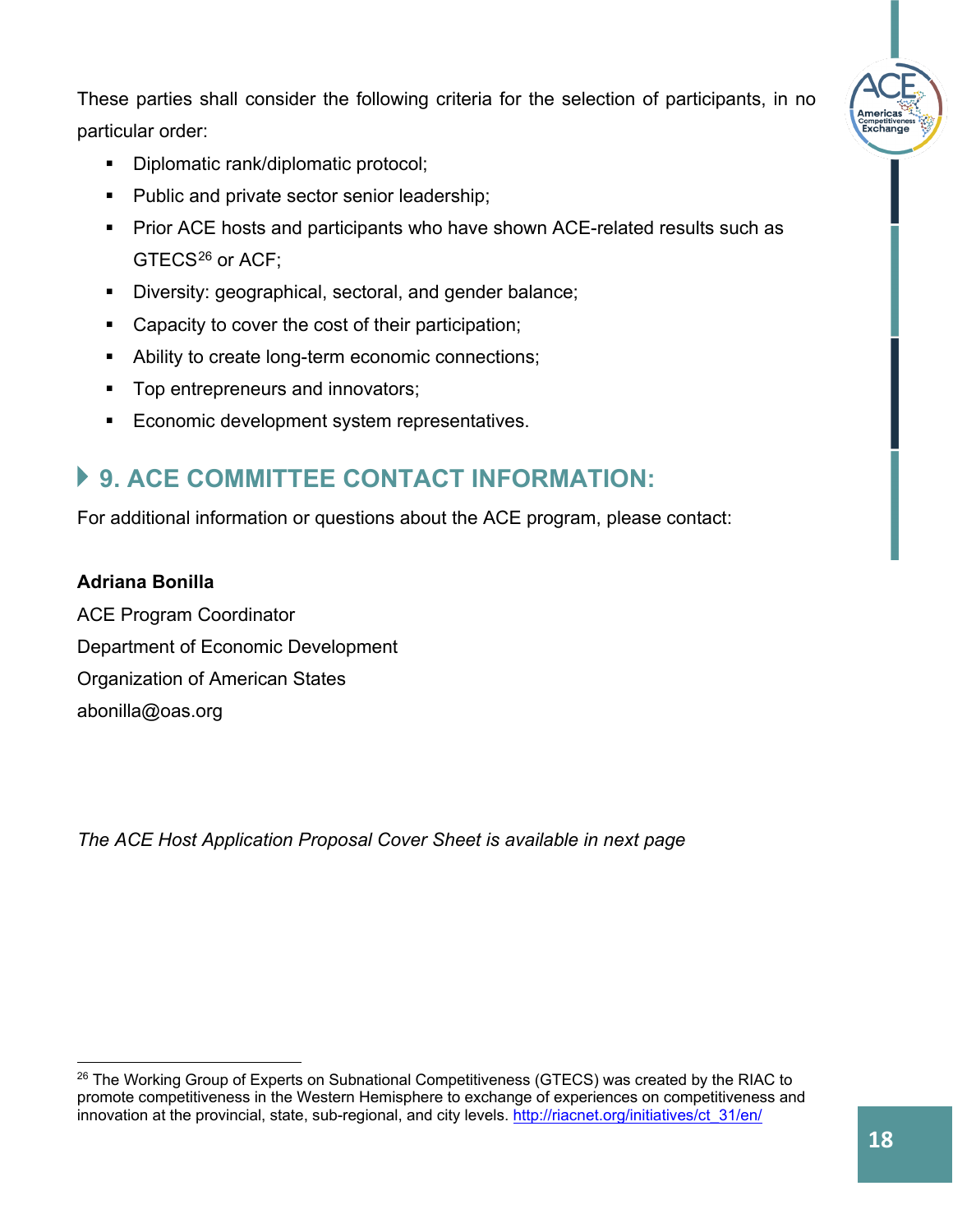These parties shall consider the following criteria for the selection of participants, in no particular order:

- Diplomatic rank/diplomatic protocol;
- Public and private sector senior leadership;
- Prior ACE hosts and participants who have shown ACE-related results such as GTECS[26] or ACF;
- Diversity: geographical, sectoral, and gender balance;
- Capacity to cover the cost of their participation;
- Ability to create long-term economic connections;
- Top entrepreneurs and innovators;
- Economic development system representatives.

## 9. ACE COMMITTEE CONTACT INFORMATION:

For additional information or questions about the ACE program, please contact:

**Adriana Bonilla**
ACE Program Coordinator
Department of Economic Development
Organization of American States
abonilla@oas.org

*The ACE Host Application Proposal Cover Sheet is available in next page*

---

[26] The Working Group of Experts on Subnational Competitiveness (GTECS) was created by the RIAC to promote competitiveness in the Western Hemisphere to exchange of experiences on competitiveness and innovation at the provincial, state, sub-regional, and city levels. http://riacnet.org/initiatives/ct_31/en/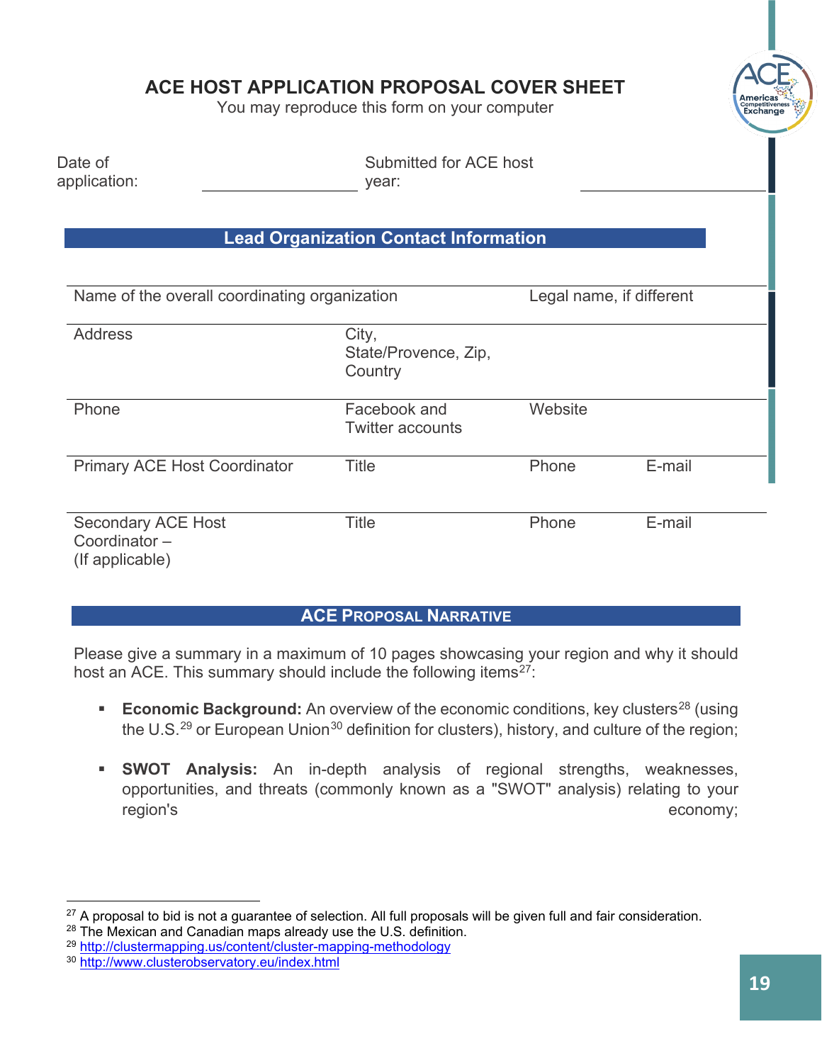# ACE HOST APPLICATION PROPOSAL COVER SHEET

You may reproduce this form on your computer

Date of application: ____________________ Submitted for ACE host year: ____________________

## Lead Organization Contact Information

| Name of the overall coordinating organization | | Legal name, if different | |
|---|---|---|---|
| Address | City, State/Provence, Zip, Country | | |
| Phone | Facebook and Twitter accounts | Website | |
| Primary ACE Host Coordinator | Title | Phone | E-mail |
| Secondary ACE Host Coordinator – (If applicable) | Title | Phone | E-mail |

## ACE PROPOSAL NARRATIVE

Please give a summary in a maximum of 10 pages showcasing your region and why it should host an ACE. This summary should include the following items[27]:

- **Economic Background:** An overview of the economic conditions, key clusters[28] (using the U.S.[29] or European Union[30] definition for clusters), history, and culture of the region;
- **SWOT Analysis:** An in-depth analysis of regional strengths, weaknesses, opportunities, and threats (commonly known as a "SWOT" analysis) relating to your region's economy;

---

[27] A proposal to bid is not a guarantee of selection. All full proposals will be given full and fair consideration.

[28] The Mexican and Canadian maps already use the U.S. definition.

[29] http://clustermapping.us/content/cluster-mapping-methodology

[30] http://www.clusterobservatory.eu/index.html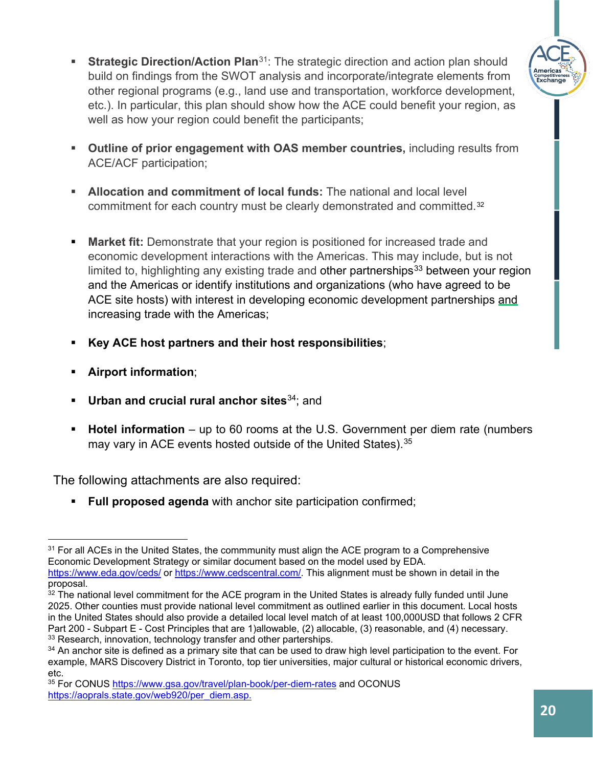- **Strategic Direction/Action Plan**[31]: The strategic direction and action plan should build on findings from the SWOT analysis and incorporate/integrate elements from other regional programs (e.g., land use and transportation, workforce development, etc.). In particular, this plan should show how the ACE could benefit your region, as well as how your region could benefit the participants;

- **Outline of prior engagement with OAS member countries,** including results from ACE/ACF participation;

- **Allocation and commitment of local funds:** The national and local level commitment for each country must be clearly demonstrated and committed.[32]

- **Market fit:** Demonstrate that your region is positioned for increased trade and economic development interactions with the Americas. This may include, but is not limited to, highlighting any existing trade and other partnerships[33] between your region and the Americas or identify institutions and organizations (who have agreed to be ACE site hosts) with interest in developing economic development partnerships and increasing trade with the Americas;

- **Key ACE host partners and their host responsibilities**;

- **Airport information**;

- **Urban and crucial rural anchor sites**[34]; and

- **Hotel information** – up to 60 rooms at the U.S. Government per diem rate (numbers may vary in ACE events hosted outside of the United States).[35]

The following attachments are also required:

- **Full proposed agenda** with anchor site participation confirmed;

---

[31] For all ACEs in the United States, the commmunity must align the ACE program to a Comprehensive Economic Development Strategy or similar document based on the model used by EDA. https://www.eda.gov/ceds/ or https://www.cedscentral.com/. This alignment must be shown in detail in the proposal.

[32] The national level commitment for the ACE program in the United States is already fully funded until June 2025. Other counties must provide national level commitment as outlined earlier in this document. Local hosts in the United States should also provide a detailed local level match of at least 100,000USD that follows 2 CFR Part 200 - Subpart E - Cost Principles that are 1)allowable, (2) allocable, (3) reasonable, and (4) necessary.

[33] Research, innovation, technology transfer and other parterships.

[34] An anchor site is defined as a primary site that can be used to draw high level participation to the event. For example, MARS Discovery District in Toronto, top tier universities, major cultural or historical economic drivers, etc.

[35] For CONUS https://www.gsa.gov/travel/plan-book/per-diem-rates and OCONUS https://aoprals.state.gov/web920/per_diem.asp.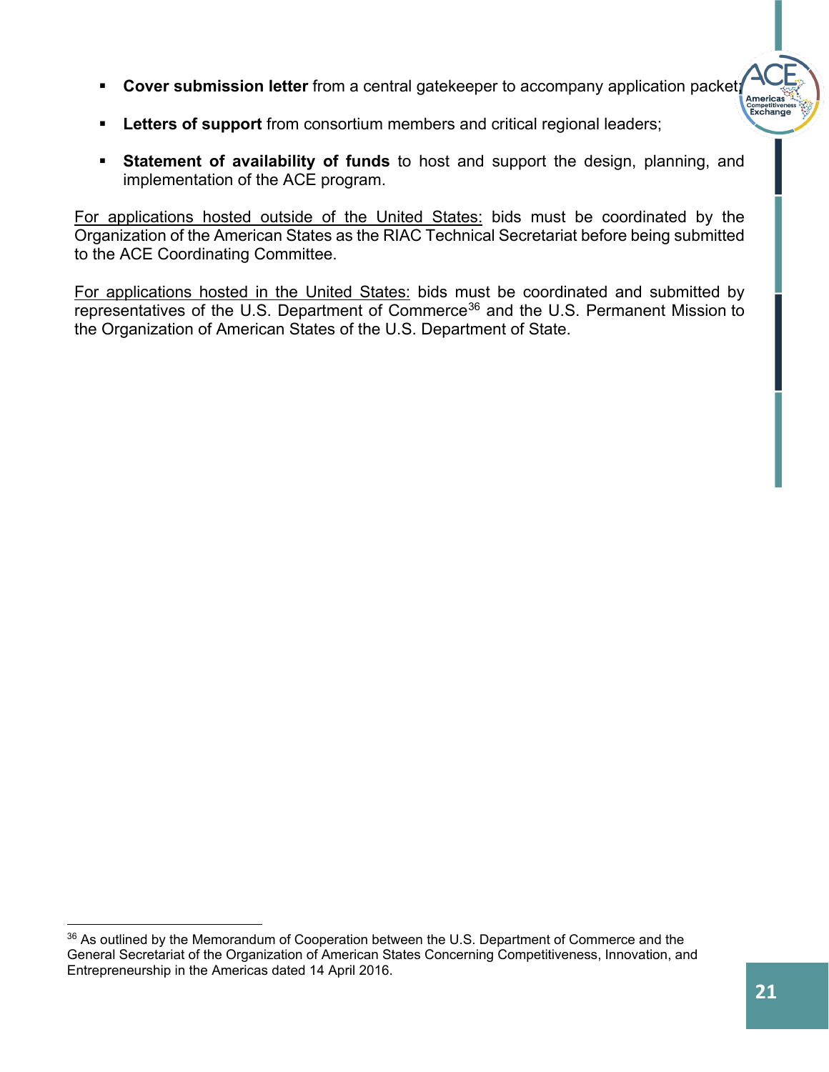- **Cover submission letter** from a central gatekeeper to accompany application packet;

- **Letters of support** from consortium members and critical regional leaders;

- **Statement of availability of funds** to host and support the design, planning, and implementation of the ACE program.

For applications hosted outside of the United States: bids must be coordinated by the Organization of the American States as the RIAC Technical Secretariat before being submitted to the ACE Coordinating Committee.

For applications hosted in the United States: bids must be coordinated and submitted by representatives of the U.S. Department of Commerce[36] and the U.S. Permanent Mission to the Organization of American States of the U.S. Department of State.

---

[36] As outlined by the Memorandum of Cooperation between the U.S. Department of Commerce and the General Secretariat of the Organization of American States Concerning Competitiveness, Innovation, and Entrepreneurship in the Americas dated 14 April 2016.